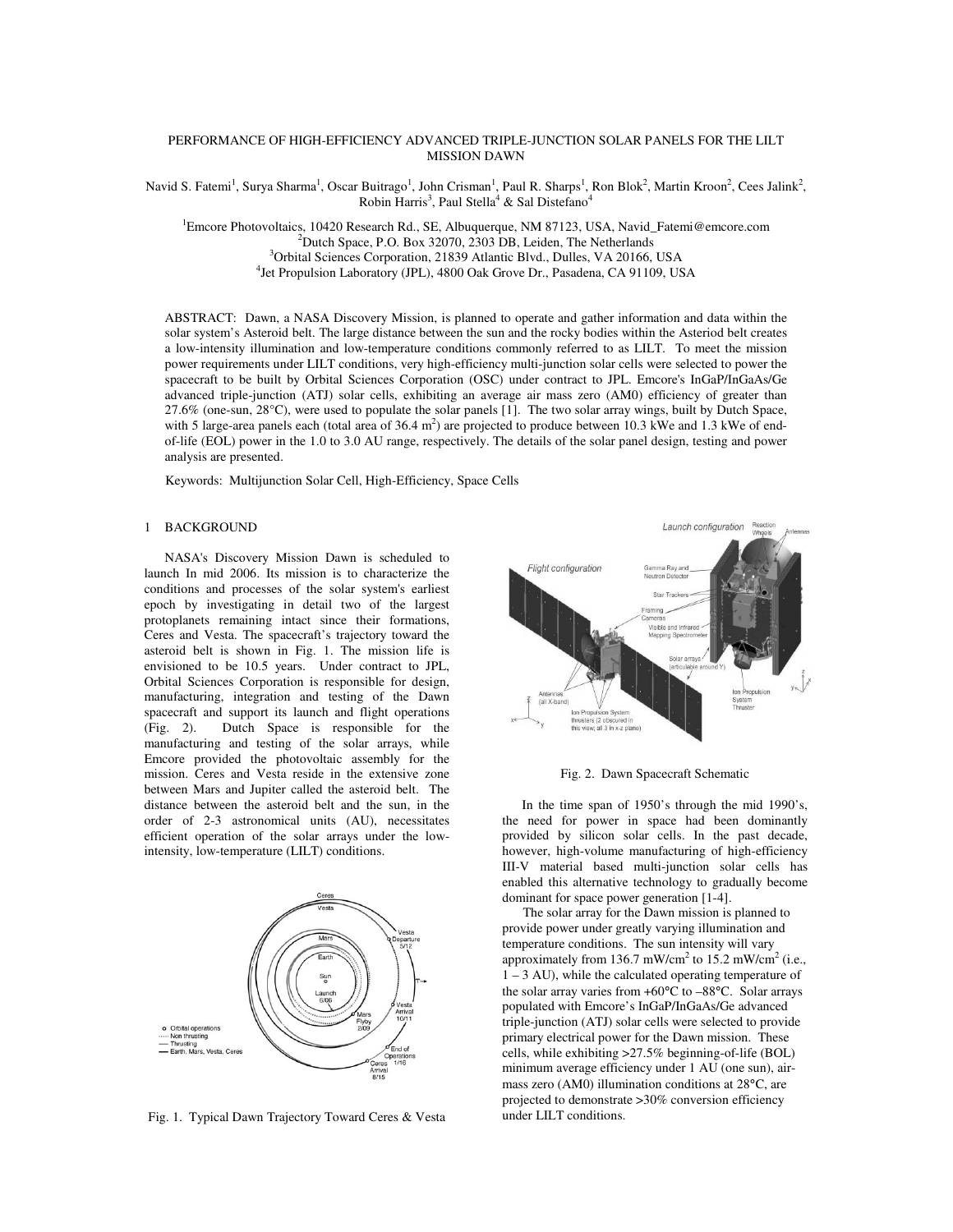# PERFORMANCE OF HIGH-EFFICIENCY ADVANCED TRIPLE-JUNCTION SOLAR PANELS FOR THE LILT MISSION DAWN

Navid S. Fatemi[1], Surya Sharma[1], Oscar Buitrago[1], John Crisman[1], Paul R. Sharps[1], Ron Blok[2], Martin Kroon[2], Cees Jalink[2], Robin Harris[3], Paul Stella[4] & Sal Distefano[4]

[1]Emcore Photovoltaics, 10420 Research Rd., SE, Albuquerque, NM 87123, USA, Navid_Fatemi@emcore.com
[2]Dutch Space, P.O. Box 32070, 2303 DB, Leiden, The Netherlands
[3]Orbital Sciences Corporation, 21839 Atlantic Blvd., Dulles, VA 20166, USA
[4]Jet Propulsion Laboratory (JPL), 4800 Oak Grove Dr., Pasadena, CA 91109, USA

ABSTRACT: Dawn, a NASA Discovery Mission, is planned to operate and gather information and data within the solar system's Asteroid belt. The large distance between the sun and the rocky bodies within the Asteriod belt creates a low-intensity illumination and low-temperature conditions commonly referred to as LILT. To meet the mission power requirements under LILT conditions, very high-efficiency multi-junction solar cells were selected to power the spacecraft to be built by Orbital Sciences Corporation (OSC) under contract to JPL. Emcore's InGaP/InGaAs/Ge advanced triple-junction (ATJ) solar cells, exhibiting an average air mass zero (AM0) efficiency of greater than 27.6% (one-sun, 28°C), were used to populate the solar panels [1]. The two solar array wings, built by Dutch Space, with 5 large-area panels each (total area of 36.4 m$^2$) are projected to produce between 10.3 kWe and 1.3 kWe of end-of-life (EOL) power in the 1.0 to 3.0 AU range, respectively. The details of the solar panel design, testing and power analysis are presented.

Keywords: Multijunction Solar Cell, High-Efficiency, Space Cells

## 1 BACKGROUND

NASA's Discovery Mission Dawn is scheduled to launch In mid 2006. Its mission is to characterize the conditions and processes of the solar system's earliest epoch by investigating in detail two of the largest protoplanets remaining intact since their formations, Ceres and Vesta. The spacecraft's trajectory toward the asteroid belt is shown in Fig. 1. The mission life is envisioned to be 10.5 years. Under contract to JPL, Orbital Sciences Corporation is responsible for design, manufacturing, integration and testing of the Dawn spacecraft and support its launch and flight operations (Fig. 2). Dutch Space is responsible for the manufacturing and testing of the solar arrays, while Emcore provided the photovoltaic assembly for the mission. Ceres and Vesta reside in the extensive zone between Mars and Jupiter called the asteroid belt. The distance between the asteroid belt and the sun, in the order of 2-3 astronomical units (AU), necessitates efficient operation of the solar arrays under the low-intensity, low-temperature (LILT) conditions.

Fig. 1. Typical Dawn Trajectory Toward Ceres & Vesta

Fig. 2. Dawn Spacecraft Schematic

In the time span of 1950's through the mid 1990's, the need for power in space had been dominantly provided by silicon solar cells. In the past decade, however, high-volume manufacturing of high-efficiency III-V material based multi-junction solar cells has enabled this alternative technology to gradually become dominant for space power generation [1-4].

The solar array for the Dawn mission is planned to provide power under greatly varying illumination and temperature conditions. The sun intensity will vary approximately from 136.7 mW/cm$^2$ to 15.2 mW/cm$^2$ (i.e., 1 – 3 AU), while the calculated operating temperature of the solar array varies from +60°C to –88°C. Solar arrays populated with Emcore's InGaP/InGaAs/Ge advanced triple-junction (ATJ) solar cells were selected to provide primary electrical power for the Dawn mission. These cells, while exhibiting >27.5% beginning-of-life (BOL) minimum average efficiency under 1 AU (one sun), air-mass zero (AM0) illumination conditions at 28°C, are projected to demonstrate >30% conversion efficiency under LILT conditions.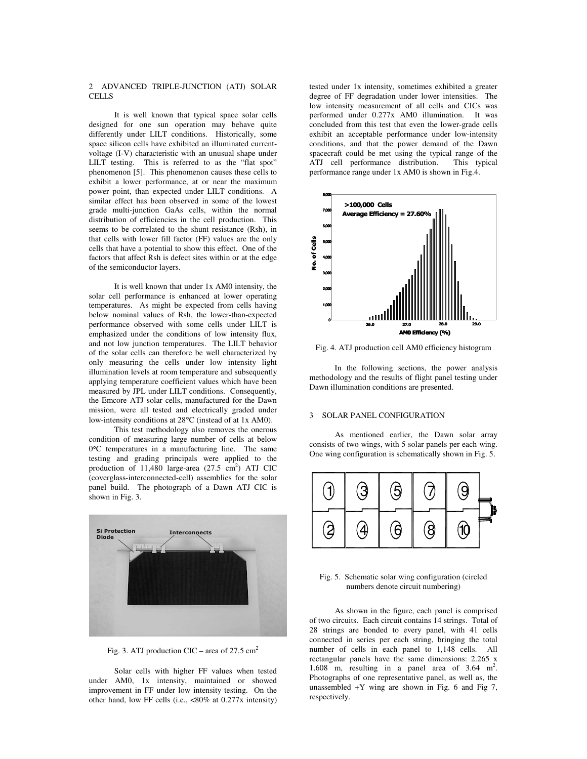## 2 ADVANCED TRIPLE-JUNCTION (ATJ) SOLAR CELLS

It is well known that typical space solar cells designed for one sun operation may behave quite differently under LILT conditions. Historically, some space silicon cells have exhibited an illuminated current-voltage (I-V) characteristic with an unusual shape under LILT testing. This is referred to as the "flat spot" phenomenon [5]. This phenomenon causes these cells to exhibit a lower performance, at or near the maximum power point, than expected under LILT conditions. A similar effect has been observed in some of the lowest grade multi-junction GaAs cells, within the normal distribution of efficiencies in the cell production. This seems to be correlated to the shunt resistance (Rsh), in that cells with lower fill factor (FF) values are the only cells that have a potential to show this effect. One of the factors that affect Rsh is defect sites within or at the edge of the semiconductor layers.

It is well known that under 1x AM0 intensity, the solar cell performance is enhanced at lower operating temperatures. As might be expected from cells having below nominal values of Rsh, the lower-than-expected performance observed with some cells under LILT is emphasized under the conditions of low intensity flux, and not low junction temperatures. The LILT behavior of the solar cells can therefore be well characterized by only measuring the cells under low intensity light illumination levels at room temperature and subsequently applying temperature coefficient values which have been measured by JPL under LILT conditions. Consequently, the Emcore ATJ solar cells, manufactured for the Dawn mission, were all tested and electrically graded under low-intensity conditions at 28°C (instead of at 1x AM0).

This test methodology also removes the onerous condition of measuring large number of cells at below 0°C temperatures in a manufacturing line. The same testing and grading principals were applied to the production of 11,480 large-area (27.5 cm$^2$) ATJ CIC (coverglass-interconnected-cell) assemblies for the solar panel build. The photograph of a Dawn ATJ CIC is shown in Fig. 3.

Si Protection Diode

Interconnects

Fig. 3. ATJ production CIC – area of 27.5 cm$^2$

Solar cells with higher FF values when tested under AM0, 1x intensity, maintained or showed improvement in FF under low intensity testing. On the other hand, low FF cells (i.e., <80% at 0.277x intensity) tested under 1x intensity, sometimes exhibited a greater degree of FF degradation under lower intensities. The low intensity measurement of all cells and CICs was performed under 0.277x AM0 illumination. It was concluded from this test that even the lower-grade cells exhibit an acceptable performance under low-intensity conditions, and that the power demand of the Dawn spacecraft could be met using the typical range of the ATJ cell performance distribution. This typical performance range under 1x AM0 is shown in Fig.4.

>100,000 Cells
Average Efficiency = 27.60%

Fig. 4. ATJ production cell AM0 efficiency histogram

In the following sections, the power analysis methodology and the results of flight panel testing under Dawn illumination conditions are presented.

## 3 SOLAR PANEL CONFIGURATION

As mentioned earlier, the Dawn solar array consists of two wings, with 5 solar panels per each wing. One wing configuration is schematically shown in Fig. 5.

Fig. 5. Schematic solar wing configuration (circled numbers denote circuit numbering)

As shown in the figure, each panel is comprised of two circuits. Each circuit contains 14 strings. Total of 28 strings are bonded to every panel, with 41 cells connected in series per each string, bringing the total number of cells in each panel to 1,148 cells. All rectangular panels have the same dimensions: 2.265 x 1.608 m, resulting in a panel area of 3.64 m$^2$. Photographs of one representative panel, as well as, the unassembled +Y wing are shown in Fig. 6 and Fig 7, respectively.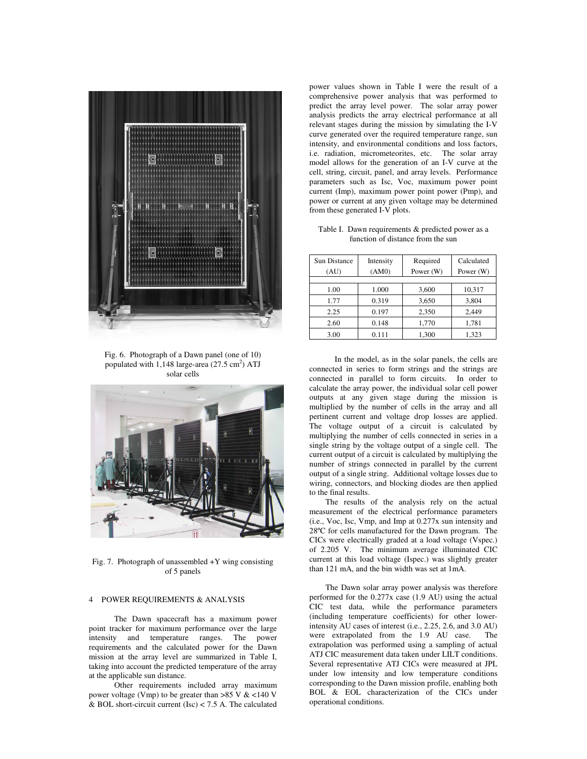Fig. 6. Photograph of a Dawn panel (one of 10) populated with 1,148 large-area (27.5 cm$^2$) ATJ solar cells

Fig. 7. Photograph of unassembled +Y wing consisting of 5 panels

## 4 POWER REQUIREMENTS & ANALYSIS

The Dawn spacecraft has a maximum power point tracker for maximum performance over the large intensity and temperature ranges. The power requirements and the calculated power for the Dawn mission at the array level are summarized in Table I, taking into account the predicted temperature of the array at the applicable sun distance.

Other requirements included array maximum power voltage (Vmp) to be greater than >85 V & <140 V & BOL short-circuit current (Isc) < 7.5 A. The calculated power values shown in Table I were the result of a comprehensive power analysis that was performed to predict the array level power. The solar array power analysis predicts the array electrical performance at all relevant stages during the mission by simulating the I-V curve generated over the required temperature range, sun intensity, and environmental conditions and loss factors, i.e. radiation, micrometeorites, etc. The solar array model allows for the generation of an I-V curve at the cell, string, circuit, panel, and array levels. Performance parameters such as Isc, Voc, maximum power point current (Imp), maximum power point power (Pmp), and power or current at any given voltage may be determined from these generated I-V plots.

Table I. Dawn requirements & predicted power as a function of distance from the sun

| Sun Distance (AU) | Intensity (AM0) | Required Power (W) | Calculated Power (W) |
|---|---|---|---|
| 1.00 | 1.000 | 3,600 | 10,317 |
| 1.77 | 0.319 | 3,650 | 3,804 |
| 2.25 | 0.197 | 2,350 | 2,449 |
| 2.60 | 0.148 | 1,770 | 1,781 |
| 3.00 | 0.111 | 1,300 | 1,323 |

In the model, as in the solar panels, the cells are connected in series to form strings and the strings are connected in parallel to form circuits. In order to calculate the array power, the individual solar cell power outputs at any given stage during the mission is multiplied by the number of cells in the array and all pertinent current and voltage drop losses are applied. The voltage output of a circuit is calculated by multiplying the number of cells connected in series in a single string by the voltage output of a single cell. The current output of a circuit is calculated by multiplying the number of strings connected in parallel by the current output of a single string. Additional voltage losses due to wiring, connectors, and blocking diodes are then applied to the final results.

The results of the analysis rely on the actual measurement of the electrical performance parameters (i.e., Voc, Isc, Vmp, and Imp at 0.277x sun intensity and 28ºC for cells manufactured for the Dawn program. The CICs were electrically graded at a load voltage (Vspec.) of 2.205 V. The minimum average illuminated CIC current at this load voltage (Ispec.) was slightly greater than 121 mA, and the bin width was set at 1mA.

The Dawn solar array power analysis was therefore performed for the 0.277x case (1.9 AU) using the actual CIC test data, while the performance parameters (including temperature coefficients) for other lower-intensity AU cases of interest (i.e., 2.25, 2.6, and 3.0 AU) were extrapolated from the 1.9 AU case. The extrapolation was performed using a sampling of actual ATJ CIC measurement data taken under LILT conditions. Several representative ATJ CICs were measured at JPL under low intensity and low temperature conditions corresponding to the Dawn mission profile, enabling both BOL & EOL characterization of the CICs under operational conditions.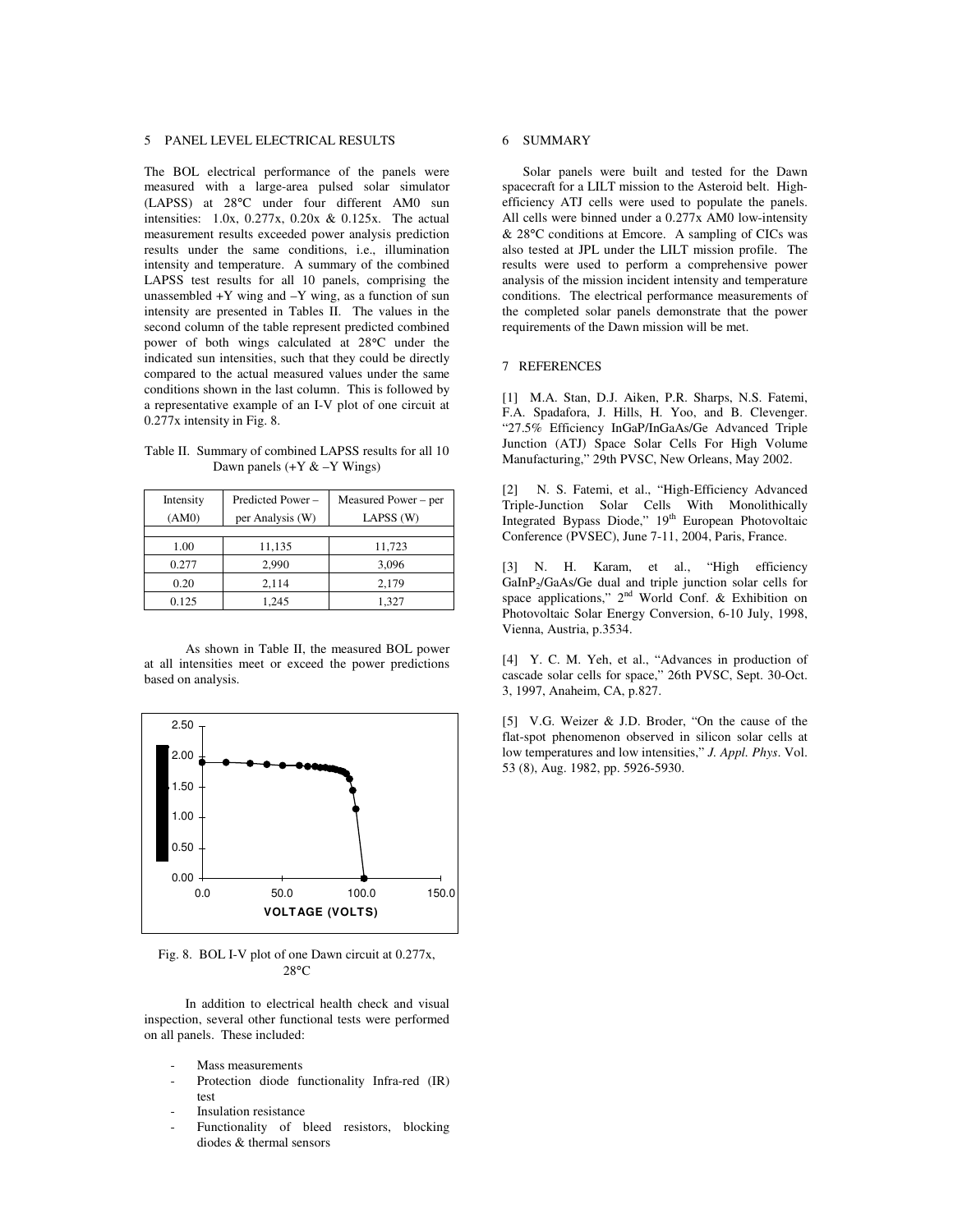## 5 PANEL LEVEL ELECTRICAL RESULTS

The BOL electrical performance of the panels were measured with a large-area pulsed solar simulator (LAPSS) at 28°C under four different AM0 sun intensities: 1.0x, 0.277x, 0.20x & 0.125x. The actual measurement results exceeded power analysis prediction results under the same conditions, i.e., illumination intensity and temperature. A summary of the combined LAPSS test results for all 10 panels, comprising the unassembled +Y wing and –Y wing, as a function of sun intensity are presented in Tables II. The values in the second column of the table represent predicted combined power of both wings calculated at 28°C under the indicated sun intensities, such that they could be directly compared to the actual measured values under the same conditions shown in the last column. This is followed by a representative example of an I-V plot of one circuit at 0.277x intensity in Fig. 8.

Table II. Summary of combined LAPSS results for all 10 Dawn panels (+Y & –Y Wings)

| Intensity (AM0) | Predicted Power – per Analysis (W) | Measured Power – per LAPSS (W) |
|---|---|---|
| 1.00 | 11,135 | 11,723 |
| 0.277 | 2,990 | 3,096 |
| 0.20 | 2,114 | 2,179 |
| 0.125 | 1,245 | 1,327 |

As shown in Table II, the measured BOL power at all intensities meet or exceed the power predictions based on analysis.

2.50
2.00
1.50
1.00
0.50
0.00
0.0
50.0
100.0
150.0
VOLTAGE (VOLTS)

Fig. 8. BOL I-V plot of one Dawn circuit at 0.277x, 28°C

In addition to electrical health check and visual inspection, several other functional tests were performed on all panels. These included:

- Mass measurements
- Protection diode functionality Infra-red (IR) test
- Insulation resistance
- Functionality of bleed resistors, blocking diodes & thermal sensors

## 6 SUMMARY

Solar panels were built and tested for the Dawn spacecraft for a LILT mission to the Asteroid belt. High-efficiency ATJ cells were used to populate the panels. All cells were binned under a 0.277x AM0 low-intensity & 28°C conditions at Emcore. A sampling of CICs was also tested at JPL under the LILT mission profile. The results were used to perform a comprehensive power analysis of the mission incident intensity and temperature conditions. The electrical performance measurements of the completed solar panels demonstrate that the power requirements of the Dawn mission will be met.

## 7 REFERENCES

[1] M.A. Stan, D.J. Aiken, P.R. Sharps, N.S. Fatemi, F.A. Spadafora, J. Hills, H. Yoo, and B. Clevenger. "27.5% Efficiency InGaP/InGaAs/Ge Advanced Triple Junction (ATJ) Space Solar Cells For High Volume Manufacturing," 29th PVSC, New Orleans, May 2002.

[2] N. S. Fatemi, et al., "High-Efficiency Advanced Triple-Junction Solar Cells With Monolithically Integrated Bypass Diode," 19th European Photovoltaic Conference (PVSEC), June 7-11, 2004, Paris, France.

[3] N. H. Karam, et al., "High efficiency $GaInP_2$/GaAs/Ge dual and triple junction solar cells for space applications," 2nd World Conf. & Exhibition on Photovoltaic Solar Energy Conversion, 6-10 July, 1998, Vienna, Austria, p.3534.

[4] Y. C. M. Yeh, et al., "Advances in production of cascade solar cells for space," 26th PVSC, Sept. 30-Oct. 3, 1997, Anaheim, CA, p.827.

[5] V.G. Weizer & J.D. Broder, "On the cause of the flat-spot phenomenon observed in silicon solar cells at low temperatures and low intensities," *J. Appl. Phys*. Vol. 53 (8), Aug. 1982, pp. 5926-5930.